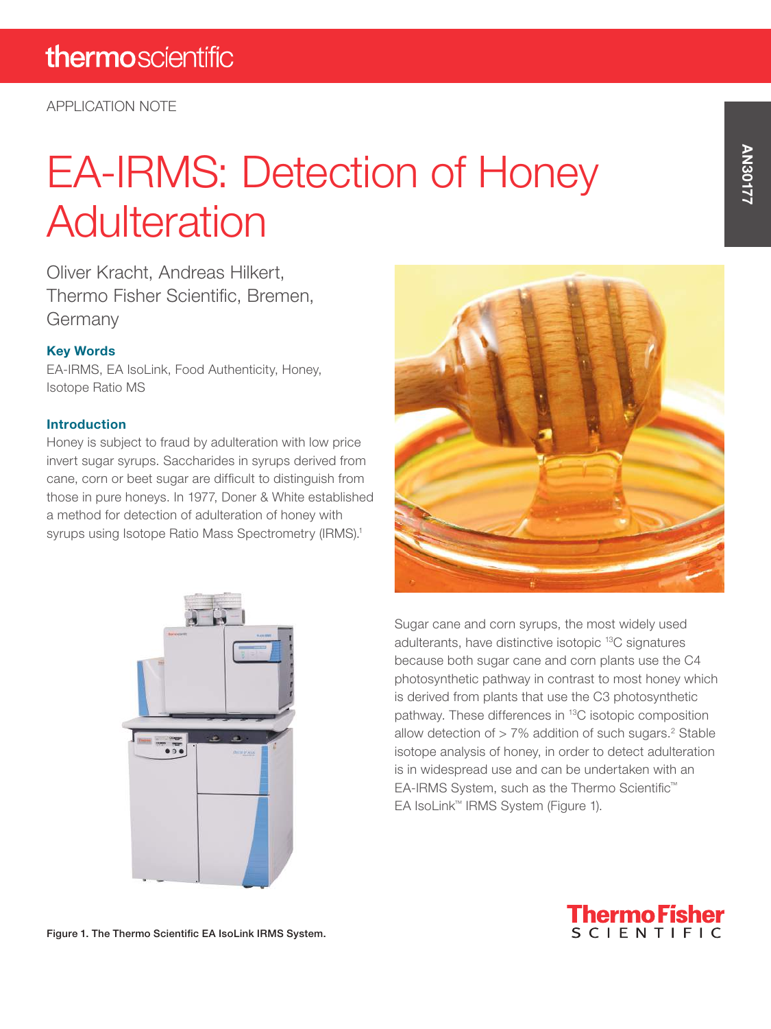APPLICATION NOTE

# EA-IRMS: Detection of Honey Adulteration

Oliver Kracht, Andreas Hilkert, Thermo Fisher Scientific, Bremen, Germany

### Key Words

EA-IRMS, EA IsoLink, Food Authenticity, Honey, Isotope Ratio MS

### Introduction

Honey is subject to fraud by adulteration with low price invert sugar syrups. Saccharides in syrups derived from cane, corn or beet sugar are difficult to distinguish from those in pure honeys. In 1977, Doner & White established a method for detection of adulteration of honey with syrups using Isotope Ratio Mass Spectrometry (IRMS).[1]

Sugar cane and corn syrups, the most widely used adulterants, have distinctive isotopic $^{13}C$ signatures because both sugar cane and corn plants use the C4 photosynthetic pathway in contrast to most honey which is derived from plants that use the C3 photosynthetic pathway. These differences in $^{13}C$ isotopic composition allow detection of > 7% addition of such sugars.[2] Stable isotope analysis of honey, in order to detect adulteration is in widespread use and can be undertaken with an EA-IRMS System, such as the Thermo Scientific™ EA IsoLink™ IRMS System (Figure 1).

Figure 1. The Thermo Scientific EA IsoLink IRMS System.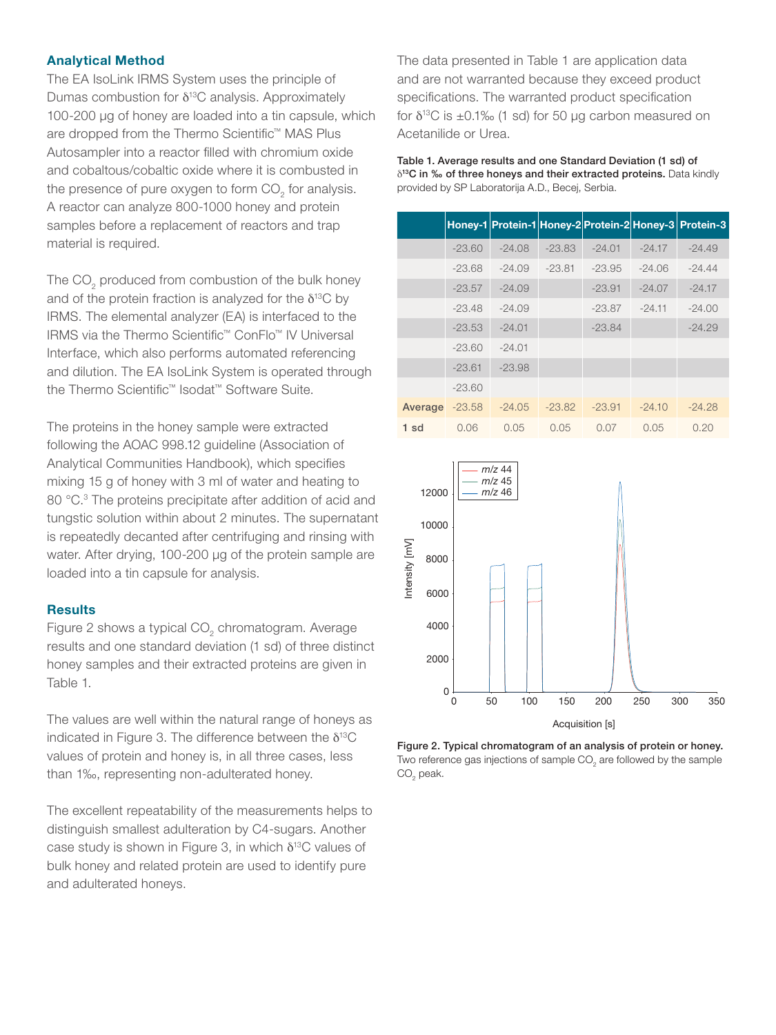## Analytical Method

The EA IsoLink IRMS System uses the principle of Dumas combustion for $\delta^{13}C$ analysis. Approximately 100-200 µg of honey are loaded into a tin capsule, which are dropped from the Thermo Scientific™ MAS Plus Autosampler into a reactor filled with chromium oxide and cobaltous/cobaltic oxide where it is combusted in the presence of pure oxygen to form $CO_2$ for analysis. A reactor can analyze 800-1000 honey and protein samples before a replacement of reactors and trap material is required.

The $CO_2$ produced from combustion of the bulk honey and of the protein fraction is analyzed for the $\delta^{13}C$ by IRMS. The elemental analyzer (EA) is interfaced to the IRMS via the Thermo Scientific™ ConFlo™ IV Universal Interface, which also performs automated referencing and dilution. The EA IsoLink System is operated through the Thermo Scientific™ Isodat™ Software Suite.

The proteins in the honey sample were extracted following the AOAC 998.12 guideline (Association of Analytical Communities Handbook), which specifies mixing 15 g of honey with 3 ml of water and heating to 80 °C.[3] The proteins precipitate after addition of acid and tungstic solution within about 2 minutes. The supernatant is repeatedly decanted after centrifuging and rinsing with water. After drying, 100-200 µg of the protein sample are loaded into a tin capsule for analysis.

## Results

Figure 2 shows a typical $CO_2$ chromatogram. Average results and one standard deviation (1 sd) of three distinct honey samples and their extracted proteins are given in Table 1.

The values are well within the natural range of honeys as indicated in Figure 3. The difference between the $\delta^{13}C$ values of protein and honey is, in all three cases, less than 1‰, representing non-adulterated honey.

The excellent repeatability of the measurements helps to distinguish smallest adulteration by C4-sugars. Another case study is shown in Figure 3, in which $\delta^{13}C$ values of bulk honey and related protein are used to identify pure and adulterated honeys.

The data presented in Table 1 are application data and are not warranted because they exceed product specifications. The warranted product specification for $\delta^{13}C$ is ±0.1‰ (1 sd) for 50 µg carbon measured on Acetanilide or Urea.

**Table 1. Average results and one Standard Deviation (1 sd) of $\delta^{13}C$ in ‰ of three honeys and their extracted proteins.** Data kindly provided by SP Laboratorija A.D., Becej, Serbia.

| | Honey-1 | Protein-1 | Honey-2 | Protein-2 | Honey-3 | Protein-3 |
|---|---|---|---|---|---|---|
| | -23.60 | -24.08 | -23.83 | -24.01 | -24.17 | -24.49 |
| | -23.68 | -24.09 | -23.81 | -23.95 | -24.06 | -24.44 |
| | -23.57 | -24.09 | | -23.91 | -24.07 | -24.17 |
| | -23.48 | -24.09 | | -23.87 | -24.11 | -24.00 |
| | -23.53 | -24.01 | | -23.84 | | -24.29 |
| | -23.60 | -24.01 | | | | |
| | -23.61 | -23.98 | | | | |
| | -23.60 | | | | | |
| **Average** | -23.58 | -24.05 | -23.82 | -23.91 | -24.10 | -24.28 |
| **1 sd** | 0.06 | 0.05 | 0.05 | 0.07 | 0.05 | 0.20 |

**Figure 2. Typical chromatogram of an analysis of protein or honey.** Two reference gas injections of sample $CO_2$ are followed by the sample $CO_2$ peak.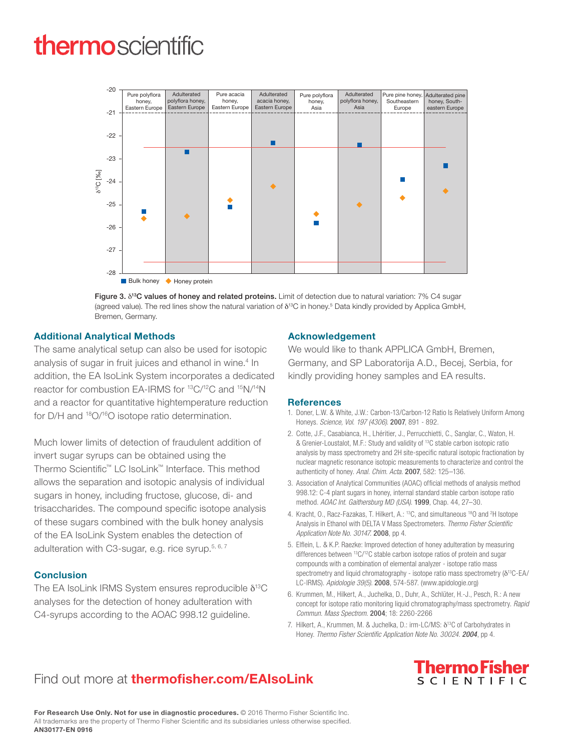-20
-21
-22
-23
-24
-25
-26
-27
-28

$\delta^{13}C$ [‰]

Pure polyflora honey, Eastern Europe
Adulterated polyflora honey, Eastern Europe
Pure acacia honey, Eastern Europe
Adulterated acacia honey, Eastern Europe
Pure polyflora honey, Asia
Adulterated polyflora honey, Asia
Pure pine honey, Southeastern Europe
Adulterated pine honey, South-eastern Europe

Bulk honey
Honey protein

**Figure 3. $\delta^{13}C$ values of honey and related proteins.** Limit of detection due to natural variation: 7% C4 sugar (agreed value). The red lines show the natural variation of $\delta^{13}C$ in honey.[5] Data kindly provided by Applica GmbH, Bremen, Germany.

## Additional Analytical Methods

The same analytical setup can also be used for isotopic analysis of sugar in fruit juices and ethanol in wine.[4] In addition, the EA IsoLink System incorporates a dedicated reactor for combustion EA-IRMS for $^{13}C/^{12}C$ and $^{15}N/^{14}N$ and a reactor for quantitative hightemperature reduction for D/H and $^{18}O/^{16}O$ isotope ratio determination.

Much lower limits of detection of fraudulent addition of invert sugar syrups can be obtained using the Thermo Scientific™ LC IsoLink™ Interface. This method allows the separation and isotopic analysis of individual sugars in honey, including fructose, glucose, di- and trisaccharides. The compound specific isotope analysis of these sugars combined with the bulk honey analysis of the EA IsoLink System enables the detection of adulteration with C3-sugar, e.g. rice syrup.[5, 6, 7]

## Conclusion

The EA IsoLink IRMS System ensures reproducible $\delta^{13}C$ analyses for the detection of honey adulteration with C4-syrups according to the AOAC 998.12 guideline.

## Acknowledgement

We would like to thank APPLICA GmbH, Bremen, Germany, and SP Laboratorija A.D., Becej, Serbia, for kindly providing honey samples and EA results.

## References

1. Doner, L.W. & White, J.W.: Carbon-13/Carbon-12 Ratio Is Relatively Uniform Among Honeys. *Science, Vol. 197 (4306).* **2007**, 891 - 892.
2. Cotte, J.F., Casabianca, H., Lhéritier, J., Perrucchietti, C., Sanglar, C., Waton, H. & Grenier-Loustalot, M.F.: Study and validity of $^{13}C$ stable carbon isotopic ratio analysis by mass spectrometry and 2H site-specific natural isotopic fractionation by nuclear magnetic resonance isotopic measurements to characterize and control the authenticity of honey. *Anal. Chim. Acta.* **2007**, 582: 125–136.
3. Association of Analytical Communities (AOAC) official methods of analysis method 998.12: C-4 plant sugars in honey, internal standard stable carbon isotope ratio method. *AOAC Int. Gaithersburg MD (USA).* **1999**, Chap. 44, 27–30.
4. Kracht, O., Racz-Fazakas, T. Hilkert, A.: $^{13}C$, and simultaneous $^{18}O$ and $^{2}H$ Isotope Analysis in Ethanol with DELTA V Mass Spectrometers. *Thermo Fisher Scientific Application Note No. 30147.* **2008**, pp 4.
5. Elflein, L. & K.P. Raezke: Improved detection of honey adulteration by measuring differences between $^{13}C/^{12}C$ stable carbon isotope ratios of protein and sugar compounds with a combination of elemental analyzer - isotope ratio mass spectrometry and liquid chromatography - isotope ratio mass spectrometry ($\delta^{13}C$-EA/LC-IRMS). *Apidologie 39(5).* **2008**, 574-587. (www.apidologie.org)
6. Krummen, M., Hilkert, A., Juchelka, D., Duhr, A., Schlüter, H.-J., Pesch, R.: A new concept for isotope ratio monitoring liquid chromatography/mass spectrometry. *Rapid Commun. Mass Spectrom.* **2004**; 18: 2260-2266
7. Hilkert, A., Krummen, M. & Juchelka, D.: irm-LC/MS: $\delta^{13}C$ of Carbohydrates in Honey. *Thermo Fisher Scientific Application Note No. 30024.* ***2004***, pp 4.

Find out more at **thermofisher.com/EAIsoLink**

**For Research Use Only. Not for use in diagnostic procedures.** © 2016 Thermo Fisher Scientific Inc. All trademarks are the property of Thermo Fisher Scientific and its subsidiaries unless otherwise specified.
**AN30177-EN 0916**